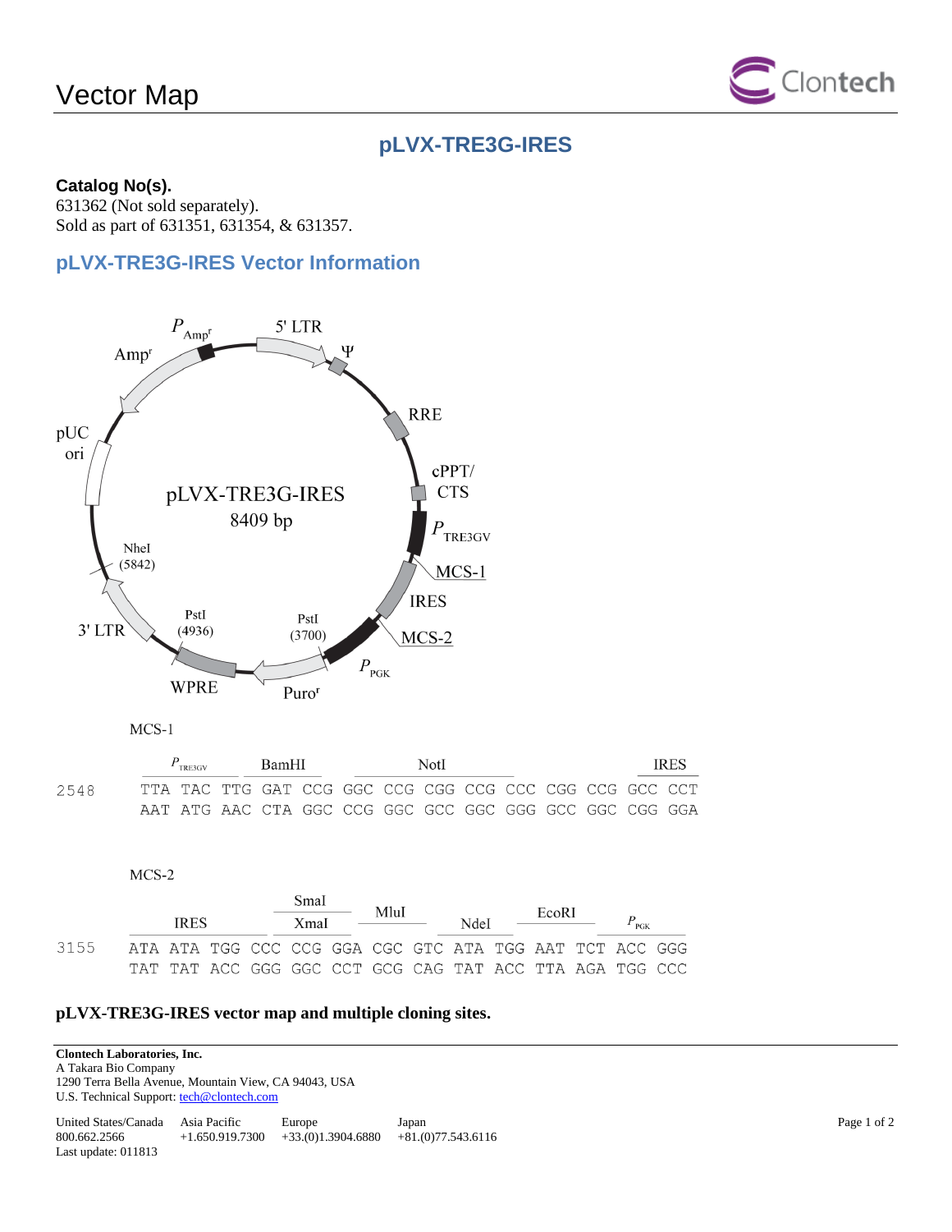# Vector Map

## pLVX-TRE3G-IRES

**Catalog No(s).**
631362 (Not sold separately).
Sold as part of 631351, 631354, & 631357.

## pLVX-TRE3G-IRES Vector Information

pLVX-TRE3G-IRES
8409 bp

$P_{Amp^r}$ 5' LTR Ψ RRE cPPT/CTS $P_{TRE3GV}$ MCS-1 IRES MCS-2 $P_{PGK}$ Puro[r] PstI (3700) PstI (4936) WPRE 3' LTR NheI (5842) pUC ori Amp[r]

MCS-1

```
           P_TRE3GV       BamHI             NotI                                IRES
2548   TTA TAC TTG GAT CCG GGC CCG CGG CCG CCC CGG CCG GCC CCT
       AAT ATG AAC CTA GGC CCG GGC GCC GGC GGG GCC GGC CGG GGA
```

MCS-2

```
                            SmaI
           IRES             XmaI      MluI       NdeI      EcoRI       P_PGK
3155   ATA ATA TGG CCC CCG GGA CGC GTC ATA TGG AAT TCT ACC GGG
       TAT TAT ACC GGG GGC CCT GCG CAG TAT ACC TTA AGA TGG CCC
```

**pLVX-TRE3G-IRES vector map and multiple cloning sites.**

**Clontech Laboratories, Inc.**
A Takara Bio Company
1290 Terra Bella Avenue, Mountain View, CA 94043, USA
U.S. Technical Support: tech@clontech.com

| United States/Canada | Asia Pacific | Europe | Japan |
|---|---|---|---|
| 800.662.2566 | +1.650.919.7300 | +33.(0)1.3904.6880 | +81.(0)77.543.6116 |

Last update: 011813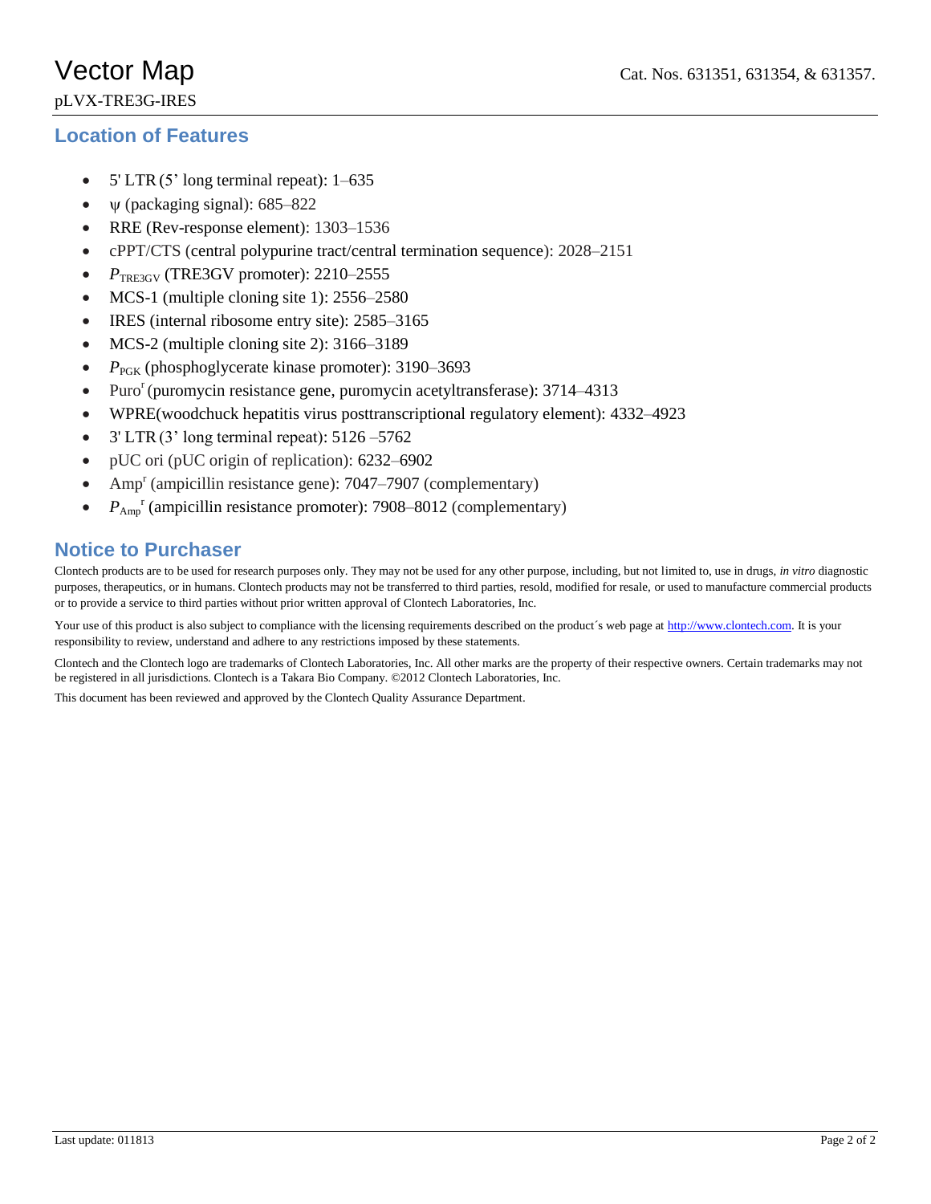# Vector Map

Cat. Nos. 631351, 631354, & 631357.

pLVX-TRE3G-IRES

## Location of Features

- 5' LTR (5' long terminal repeat): 1–635
- ψ (packaging signal): 685–822
- RRE (Rev-response element): 1303–1536
- cPPT/CTS (central polypurine tract/central termination sequence): 2028–2151
- $P_{TRE3GV}$ (TRE3GV promoter): 2210–2555
- MCS-1 (multiple cloning site 1): 2556–2580
- IRES (internal ribosome entry site): 2585–3165
- MCS-2 (multiple cloning site 2): 3166–3189
- $P_{PGK}$ (phosphoglycerate kinase promoter): 3190–3693
- $Puro^r$ (puromycin resistance gene, puromycin acetyltransferase): 3714–4313
- WPRE(woodchuck hepatitis virus posttranscriptional regulatory element): 4332–4923
- 3' LTR (3' long terminal repeat): 5126 –5762
- pUC ori (pUC origin of replication): 6232–6902
- $Amp^r$ (ampicillin resistance gene): 7047–7907 (complementary)
- $P_{Amp^r}$ (ampicillin resistance promoter): 7908–8012 (complementary)

## Notice to Purchaser

Clontech products are to be used for research purposes only. They may not be used for any other purpose, including, but not limited to, use in drugs, *in vitro* diagnostic purposes, therapeutics, or in humans. Clontech products may not be transferred to third parties, resold, modified for resale, or used to manufacture commercial products or to provide a service to third parties without prior written approval of Clontech Laboratories, Inc.

Your use of this product is also subject to compliance with the licensing requirements described on the product´s web page at http://www.clontech.com. It is your responsibility to review, understand and adhere to any restrictions imposed by these statements.

Clontech and the Clontech logo are trademarks of Clontech Laboratories, Inc. All other marks are the property of their respective owners. Certain trademarks may not be registered in all jurisdictions. Clontech is a Takara Bio Company. ©2012 Clontech Laboratories, Inc.

This document has been reviewed and approved by the Clontech Quality Assurance Department.

Last update: 011813